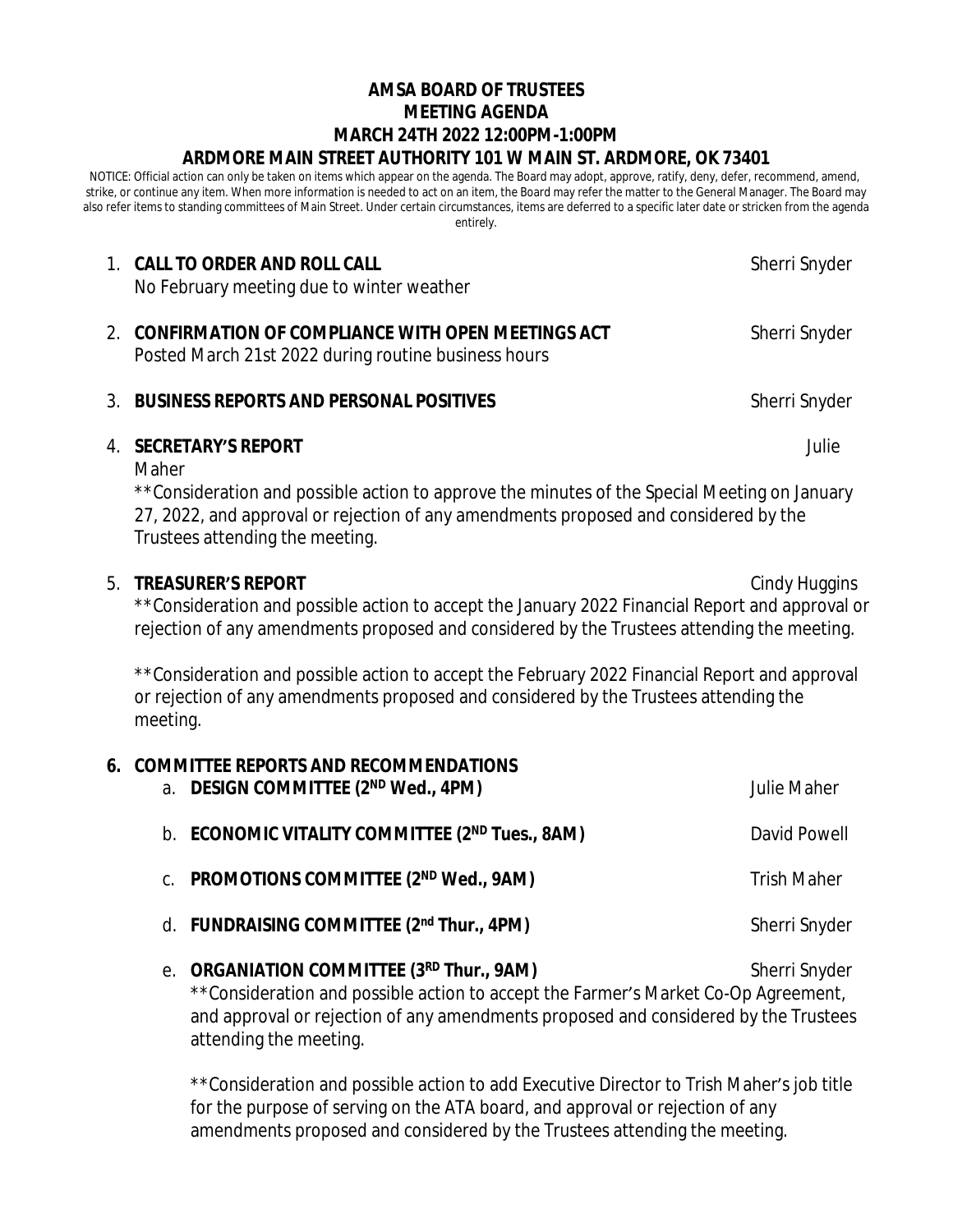# AMSA BOARD OF TRUSTEES
# MEETING AGENDA
# MARCH 24TH 2022 12:00PM-1:00PM
# ARDMORE MAIN STREET AUTHORITY 101 W MAIN ST. ARDMORE, OK 73401

NOTICE: Official action can only be taken on items which appear on the agenda. The Board may adopt, approve, ratify, deny, defer, recommend, amend, strike, or continue any item. When more information is needed to act on an item, the Board may refer the matter to the General Manager. The Board may also refer items to standing committees of Main Street. Under certain circumstances, items are deferred to a specific later date or stricken from the agenda entirely.

1. **CALL TO ORDER AND ROLL CALL** — Sherri Snyder
   No February meeting due to winter weather

2. **CONFIRMATION OF COMPLIANCE WITH OPEN MEETINGS ACT** — Sherri Snyder
   Posted March 21st 2022 during routine business hours

3. **BUSINESS REPORTS AND PERSONAL POSITIVES** — Sherri Snyder

4. **SECRETARY'S REPORT** — Julie Maher

   **Consideration and possible action to approve the minutes of the Special Meeting on January 27, 2022, and approval or rejection of any amendments proposed and considered by the Trustees attending the meeting.

5. **TREASURER'S REPORT** — Cindy Huggins

   **Consideration and possible action to accept the January 2022 Financial Report and approval or rejection of any amendments proposed and considered by the Trustees attending the meeting.

   **Consideration and possible action to accept the February 2022 Financial Report and approval or rejection of any amendments proposed and considered by the Trustees attending the meeting.

6. **COMMITTEE REPORTS AND RECOMMENDATIONS**
   a. **DESIGN COMMITTEE (2ND Wed., 4PM)** — Julie Maher
   b. **ECONOMIC VITALITY COMMITTEE (2ND Tues., 8AM)** — David Powell
   c. **PROMOTIONS COMMITTEE (2ND Wed., 9AM)** — Trish Maher
   d. **FUNDRAISING COMMITTEE (2nd Thur., 4PM)** — Sherri Snyder
   e. **ORGANIATION COMMITTEE (3RD Thur., 9AM)** — Sherri Snyder

      **Consideration and possible action to accept the Farmer's Market Co-Op Agreement, and approval or rejection of any amendments proposed and considered by the Trustees attending the meeting.

      **Consideration and possible action to add Executive Director to Trish Maher's job title for the purpose of serving on the ATA board, and approval or rejection of any amendments proposed and considered by the Trustees attending the meeting.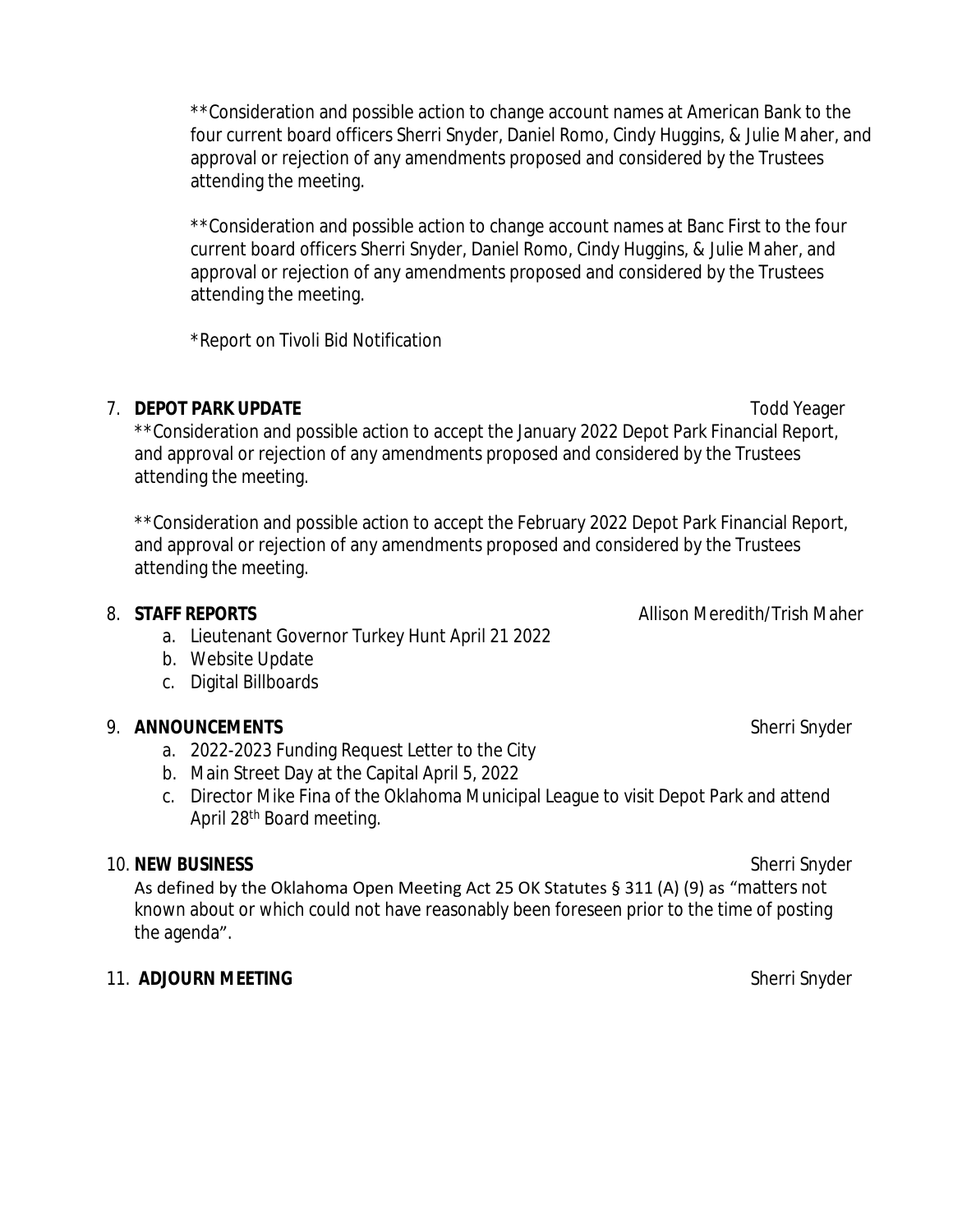**Consideration and possible action to change account names at American Bank to the four current board officers Sherri Snyder, Daniel Romo, Cindy Huggins, & Julie Maher, and approval or rejection of any amendments proposed and considered by the Trustees attending the meeting.

**Consideration and possible action to change account names at Banc First to the four current board officers Sherri Snyder, Daniel Romo, Cindy Huggins, & Julie Maher, and approval or rejection of any amendments proposed and considered by the Trustees attending the meeting.

*Report on Tivoli Bid Notification

7. **DEPOT PARK UPDATE** Todd Yeager

**Consideration and possible action to accept the January 2022 Depot Park Financial Report, and approval or rejection of any amendments proposed and considered by the Trustees attending the meeting.

**Consideration and possible action to accept the February 2022 Depot Park Financial Report, and approval or rejection of any amendments proposed and considered by the Trustees attending the meeting.

8. **STAFF REPORTS** Allison Meredith/Trish Maher
   a. Lieutenant Governor Turkey Hunt April 21 2022
   b. Website Update
   c. Digital Billboards

9. **ANNOUNCEMENTS** Sherri Snyder
   a. 2022-2023 Funding Request Letter to the City
   b. Main Street Day at the Capital April 5, 2022
   c. Director Mike Fina of the Oklahoma Municipal League to visit Depot Park and attend April 28th Board meeting.

10. **NEW BUSINESS** Sherri Snyder

As defined by the Oklahoma Open Meeting Act 25 OK Statutes § 311 (A) (9) as "matters not known about or which could not have reasonably been foreseen prior to the time of posting the agenda".

11. **ADJOURN MEETING** Sherri Snyder